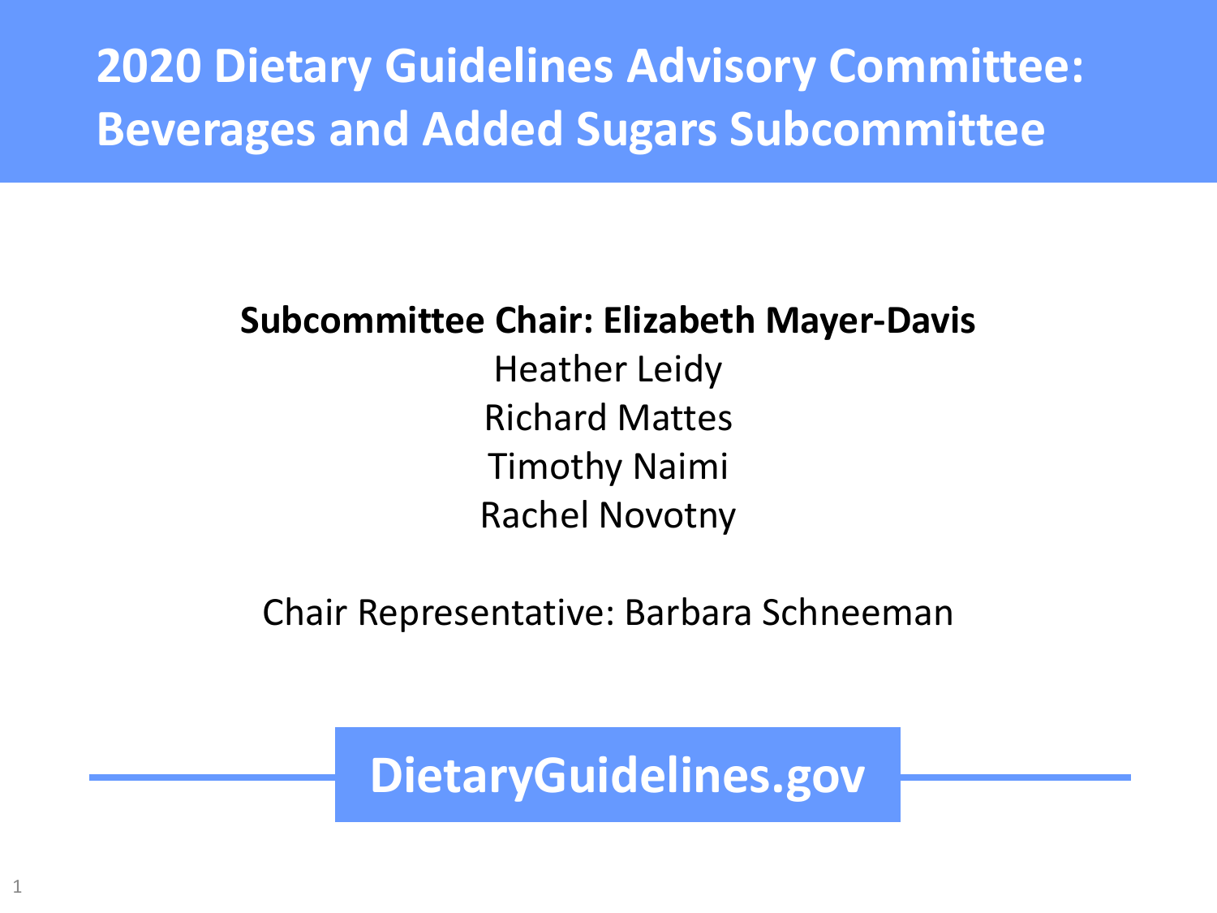# 2020 Dietary Guidelines Advisory Committee: Beverages and Added Sugars Subcommittee

**Subcommittee Chair: Elizabeth Mayer-Davis**

Heather Leidy

Richard Mattes

Timothy Naimi

Rachel Novotny

Chair Representative: Barbara Schneeman

**DietaryGuidelines.gov**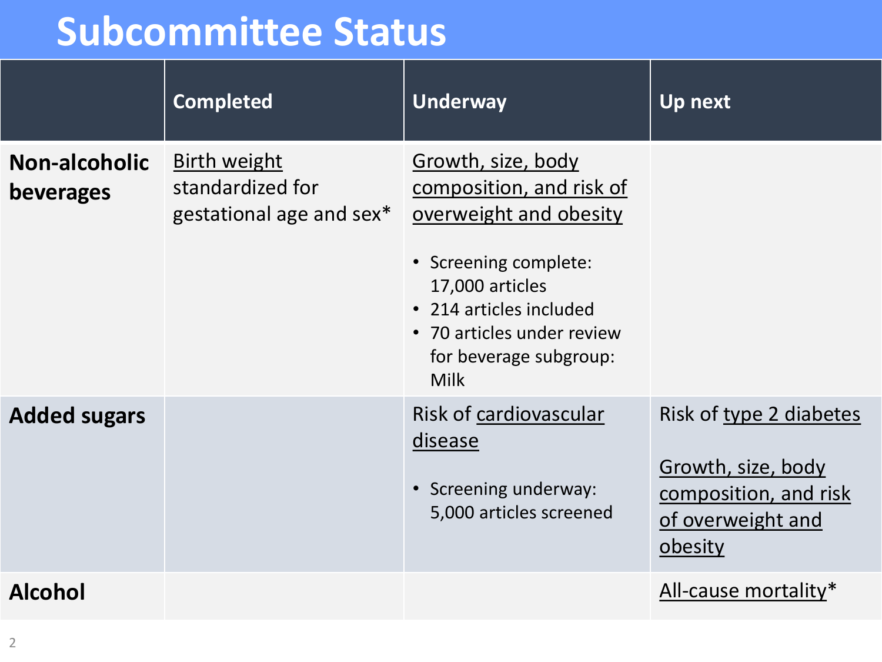# Subcommittee Status

| | Completed | Underway | Up next |
|---|---|---|---|
| **Non-alcoholic beverages** | Birth weight standardized for gestational age and sex* | Growth, size, body composition, and risk of overweight and obesity<br>• Screening complete: 17,000 articles<br>• 214 articles included<br>• 70 articles under review for beverage subgroup: Milk | |
| **Added sugars** | | Risk of cardiovascular disease<br>• Screening underway: 5,000 articles screened | Risk of type 2 diabetes<br><br>Growth, size, body composition, and risk of overweight and obesity |
| **Alcohol** | | | All-cause mortality* |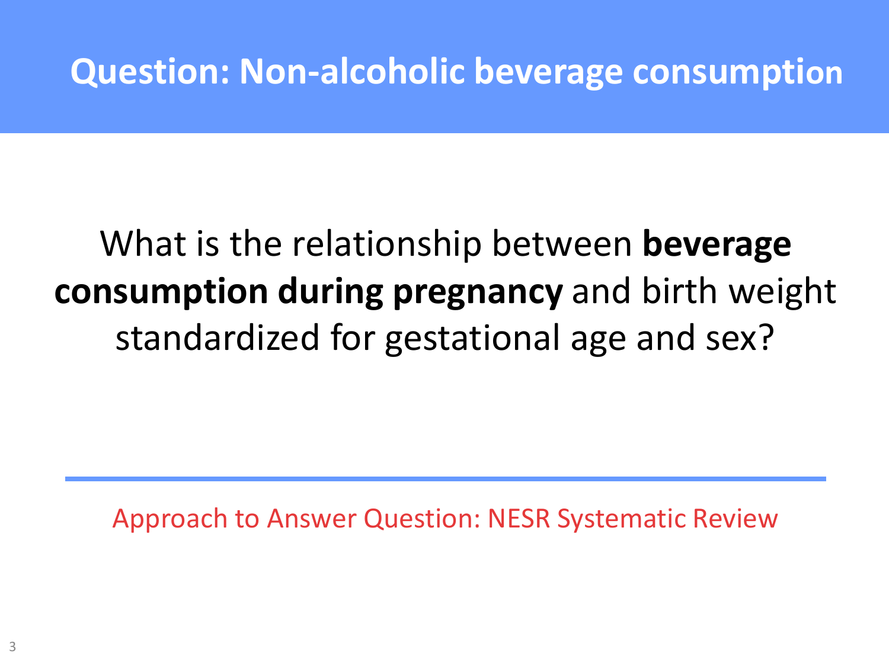# Question: Non-alcoholic beverage consumption

What is the relationship between **beverage consumption during pregnancy** and birth weight standardized for gestational age and sex?

---

Approach to Answer Question: NESR Systematic Review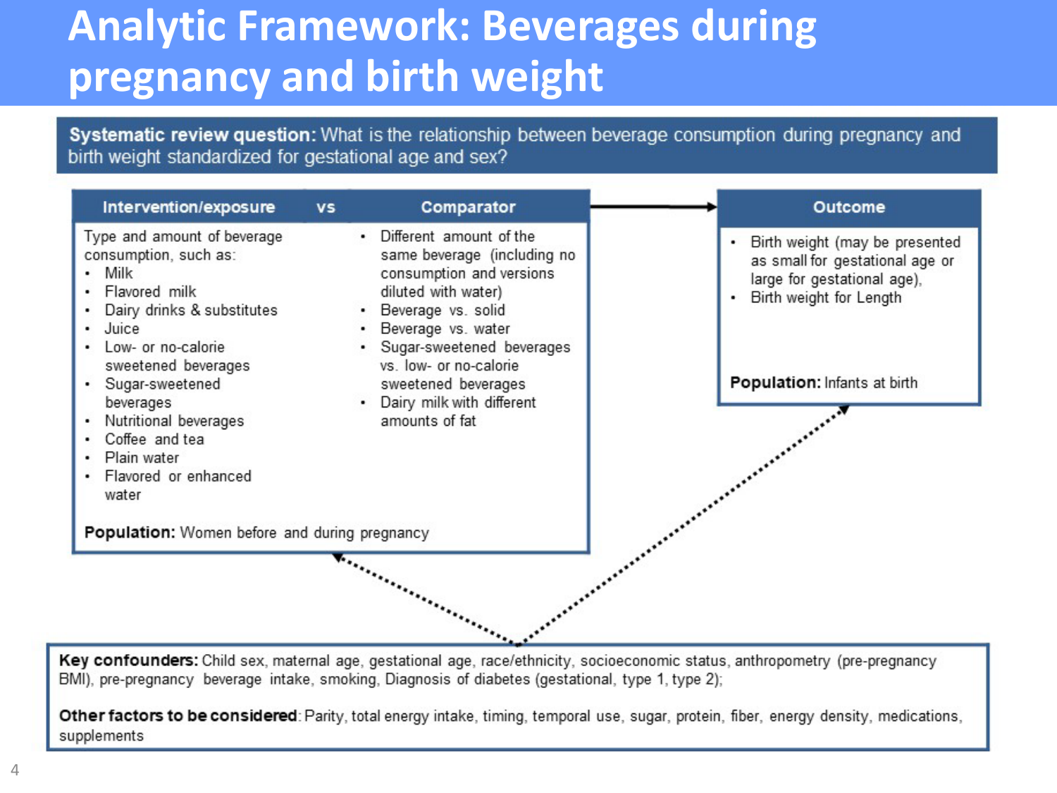# Analytic Framework: Beverages during pregnancy and birth weight

**Systematic review question:** What is the relationship between beverage consumption during pregnancy and birth weight standardized for gestational age and sex?

| Intervention/exposure | vs | Comparator |
|---|---|---|
| Type and amount of beverage consumption, such as:<br>• Milk<br>• Flavored milk<br>• Dairy drinks & substitutes<br>• Juice<br>• Low- or no-calorie sweetened beverages<br>• Sugar-sweetened beverages<br>• Nutritional beverages<br>• Coffee and tea<br>• Plain water<br>• Flavored or enhanced water | | • Different amount of the same beverage (including no consumption and versions diluted with water)<br>• Beverage vs. solid<br>• Beverage vs. water<br>• Sugar-sweetened beverages vs. low- or no-calorie sweetened beverages<br>• Dairy milk with different amounts of fat |

**Population:** Women before and during pregnancy

| Outcome |
|---|
| • Birth weight (may be presented as small for gestational age or large for gestational age),<br>• Birth weight for Length |

**Population:** Infants at birth

**Key confounders:** Child sex, maternal age, gestational age, race/ethnicity, socioeconomic status, anthropometry (pre-pregnancy BMI), pre-pregnancy beverage intake, smoking, Diagnosis of diabetes (gestational, type 1, type 2);

**Other factors to be considered**: Parity, total energy intake, timing, temporal use, sugar, protein, fiber, energy density, medications, supplements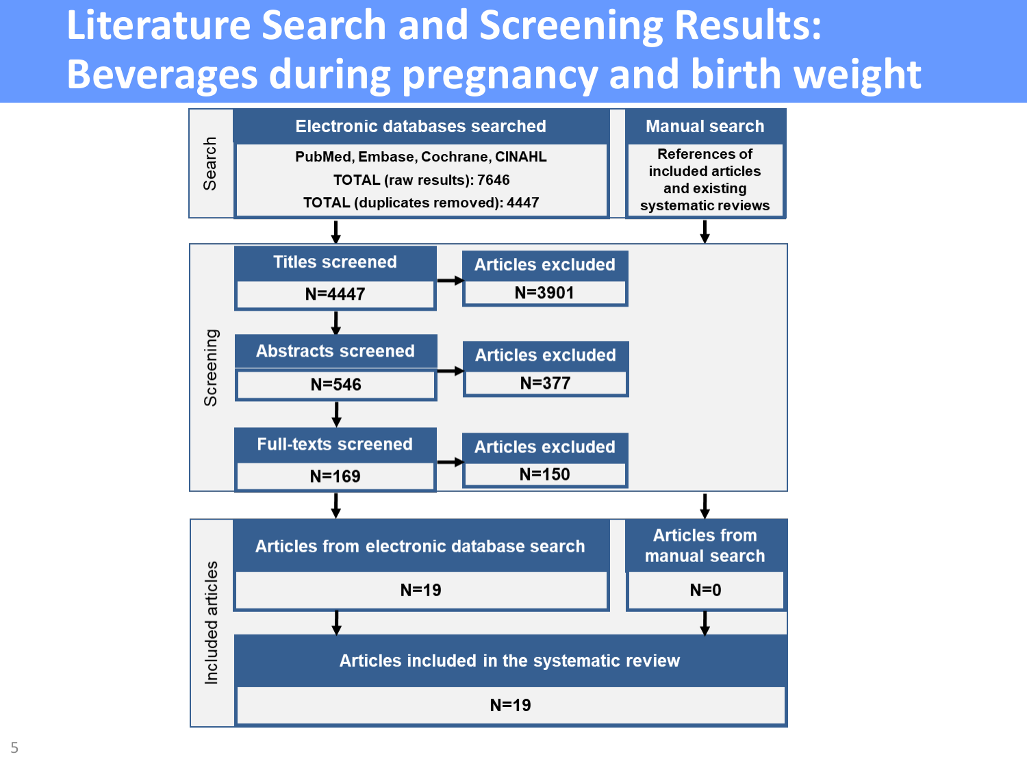# Literature Search and Screening Results: Beverages during pregnancy and birth weight

**Search**

**Electronic databases searched**

PubMed, Embase, Cochrane, CINAHL

TOTAL (raw results): 7646

TOTAL (duplicates removed): 4447

**Manual search**

References of included articles and existing systematic reviews

**Screening**

**Titles screened**

N=4447

**Articles excluded**

N=3901

**Abstracts screened**

N=546

**Articles excluded**

N=377

**Full-texts screened**

N=169

**Articles excluded**

N=150

**Included articles**

**Articles from electronic database search**

N=19

**Articles from manual search**

N=0

**Articles included in the systematic review**

N=19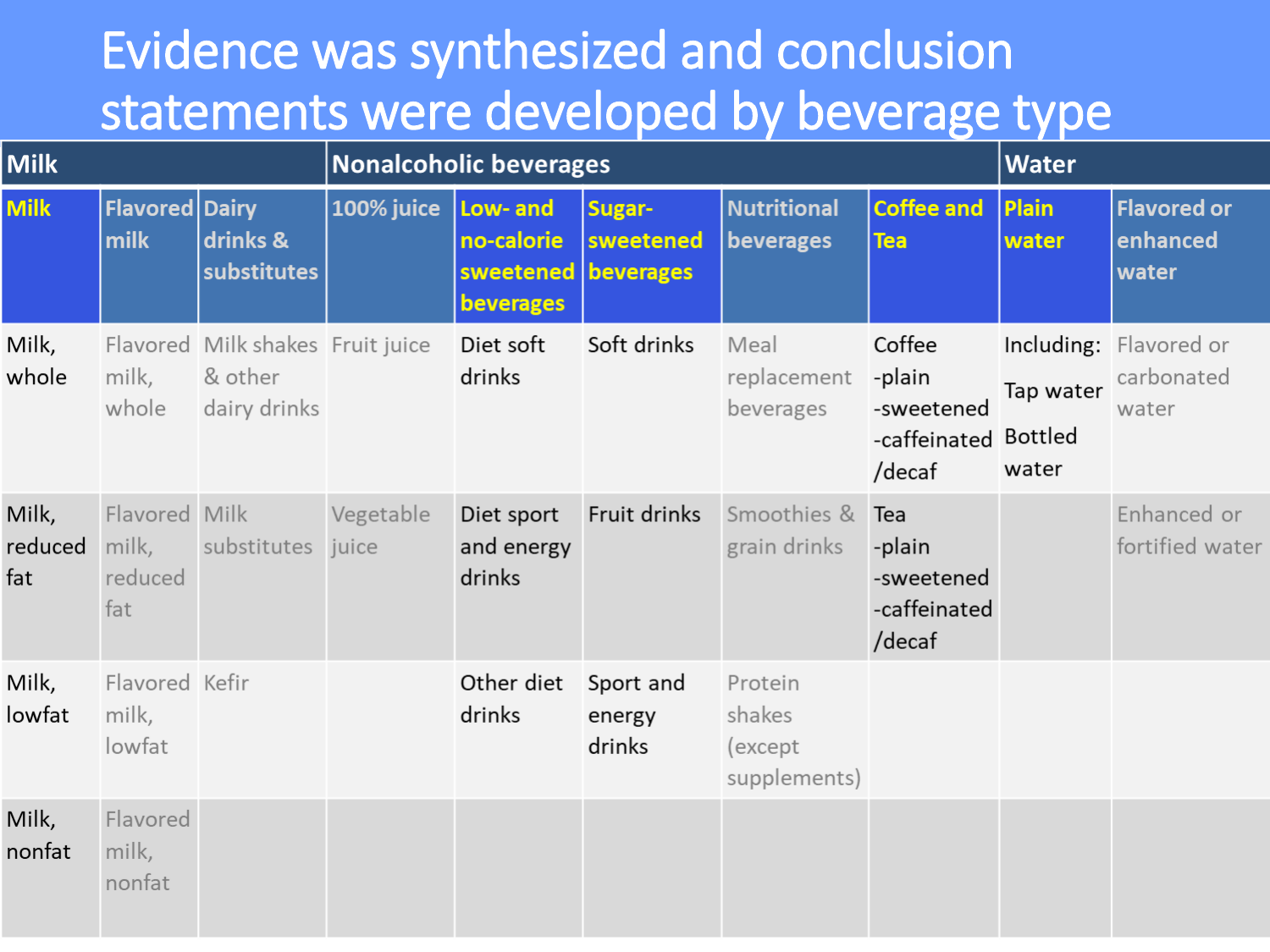# Evidence was synthesized and conclusion statements were developed by beverage type

| Milk | | | Nonalcoholic beverages | | | | | Water | |
|---|---|---|---|---|---|---|---|---|---|
| **Milk** | **Flavored milk** | **Dairy drinks & substitutes** | **100% juice** | **Low- and no-calorie sweetened beverages** | **Sugar-sweetened beverages** | **Nutritional beverages** | **Coffee and Tea** | **Plain water** | **Flavored or enhanced water** |
| Milk, whole | Flavored milk, whole | Milk shakes & other dairy drinks | Fruit juice | Diet soft drinks | Soft drinks | Meal replacement beverages | Coffee -plain -sweetened -caffeinated /decaf | Including: Tap water Bottled water | Flavored or carbonated water |
| Milk, reduced fat | Flavored milk, reduced fat | Milk substitutes | Vegetable juice | Diet sport and energy drinks | Fruit drinks | Smoothies & grain drinks | Tea -plain -sweetened -caffeinated /decaf | | Enhanced or fortified water |
| Milk, lowfat | Flavored milk, lowfat | Kefir | | Other diet drinks | Sport and energy drinks | Protein shakes (except supplements) | | | |
| Milk, nonfat | Flavored milk, nonfat | | | | | | | | |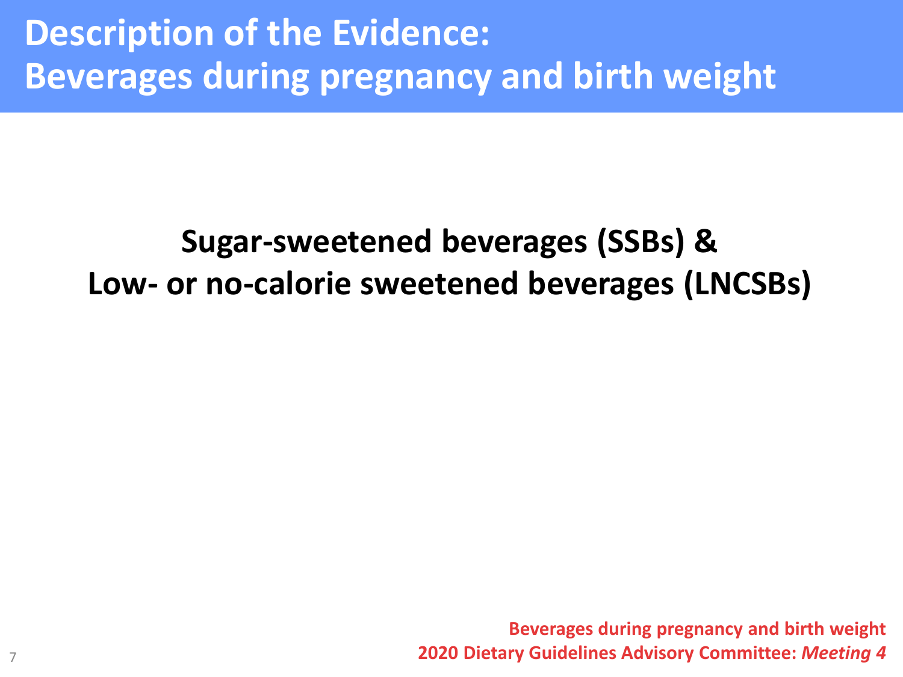# Description of the Evidence: Beverages during pregnancy and birth weight

**Sugar-sweetened beverages (SSBs) & Low- or no-calorie sweetened beverages (LNCSBs)**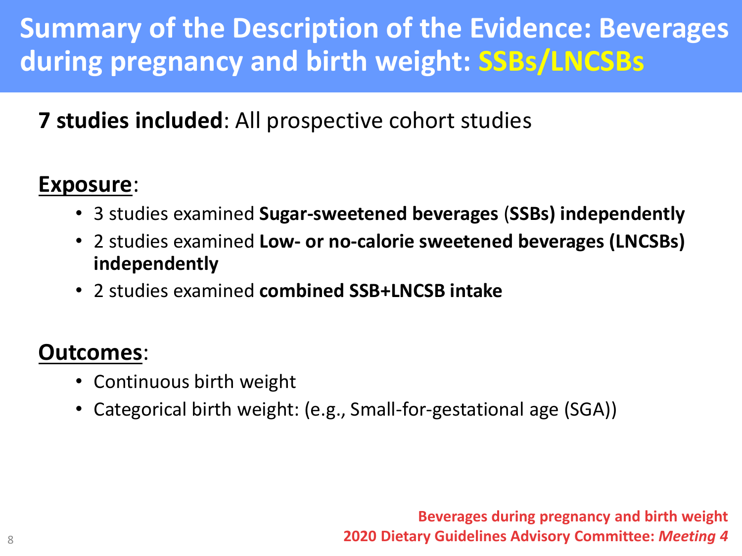# Summary of the Description of the Evidence: Beverages during pregnancy and birth weight: SSBs/LNCSBs

**7 studies included**: All prospective cohort studies

**Exposure**:

- 3 studies examined **Sugar-sweetened beverages (SSBs) independently**
- 2 studies examined **Low- or no-calorie sweetened beverages (LNCSBs) independently**
- 2 studies examined **combined SSB+LNCSB intake**

**Outcomes**:

- Continuous birth weight
- Categorical birth weight: (e.g., Small-for-gestational age (SGA))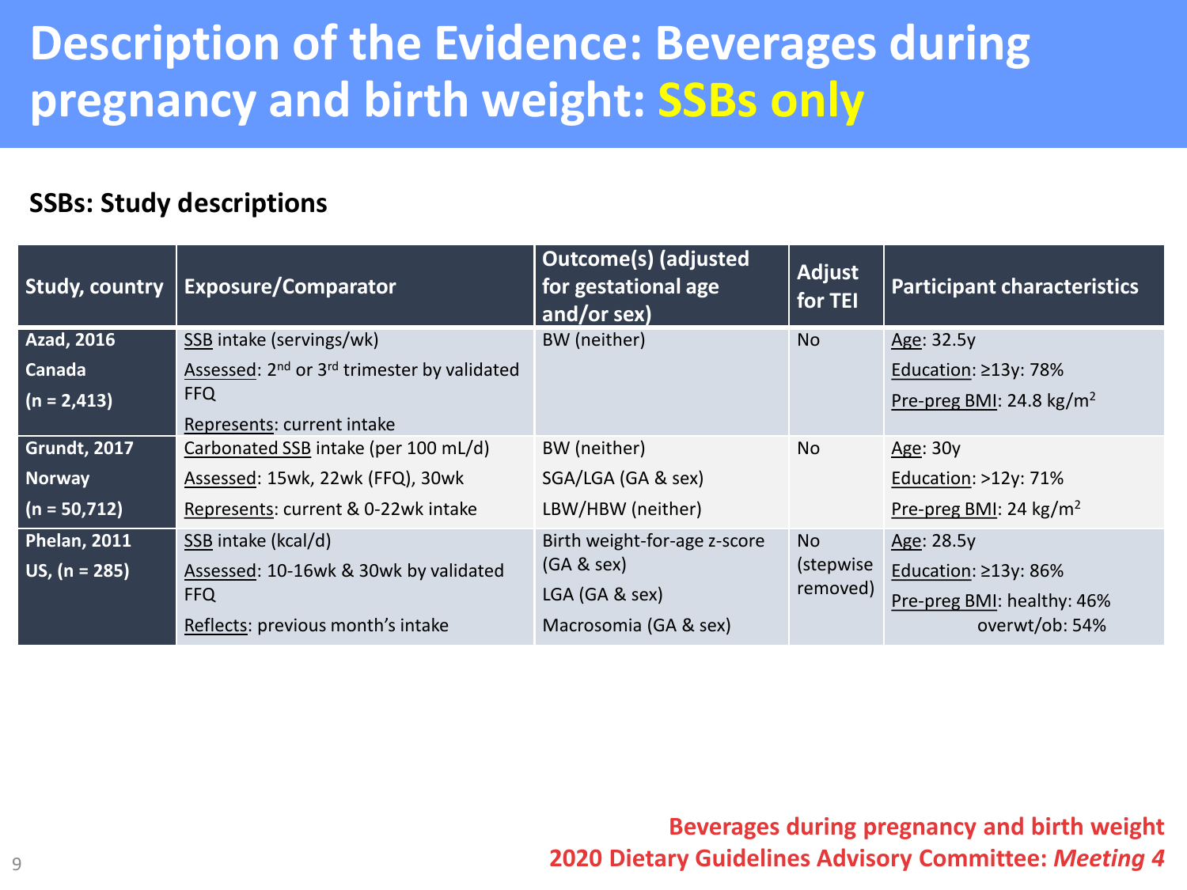# Description of the Evidence: Beverages during pregnancy and birth weight: SSBs only

## SSBs: Study descriptions

| Study, country | Exposure/Comparator | Outcome(s) (adjusted for gestational age and/or sex) | Adjust for TEI | Participant characteristics |
|---|---|---|---|---|
| **Azad, 2016**<br>**Canada**<br>**(n = 2,413)** | SSB intake (servings/wk)<br>Assessed: 2nd or 3rd trimester by validated FFQ<br>Represents: current intake | BW (neither) | No | Age: 32.5y<br>Education: ≥13y: 78%<br>Pre-preg BMI: 24.8 kg/m$^2$ |
| **Grundt, 2017**<br>**Norway**<br>**(n = 50,712)** | Carbonated SSB intake (per 100 mL/d)<br>Assessed: 15wk, 22wk (FFQ), 30wk<br>Represents: current & 0-22wk intake | BW (neither)<br>SGA/LGA (GA & sex)<br>LBW/HBW (neither) | No | Age: 30y<br>Education: >12y: 71%<br>Pre-preg BMI: 24 kg/m$^2$ |
| **Phelan, 2011**<br>**US, (n = 285)** | SSB intake (kcal/d)<br>Assessed: 10-16wk & 30wk by validated FFQ<br>Reflects: previous month's intake | Birth weight-for-age z-score (GA & sex)<br>LGA (GA & sex)<br>Macrosomia (GA & sex) | No (stepwise removed) | Age: 28.5y<br>Education: ≥13y: 86%<br>Pre-preg BMI: healthy: 46%<br>overwt/ob: 54% |

**Beverages during pregnancy and birth weight**
**2020 Dietary Guidelines Advisory Committee: *Meeting 4***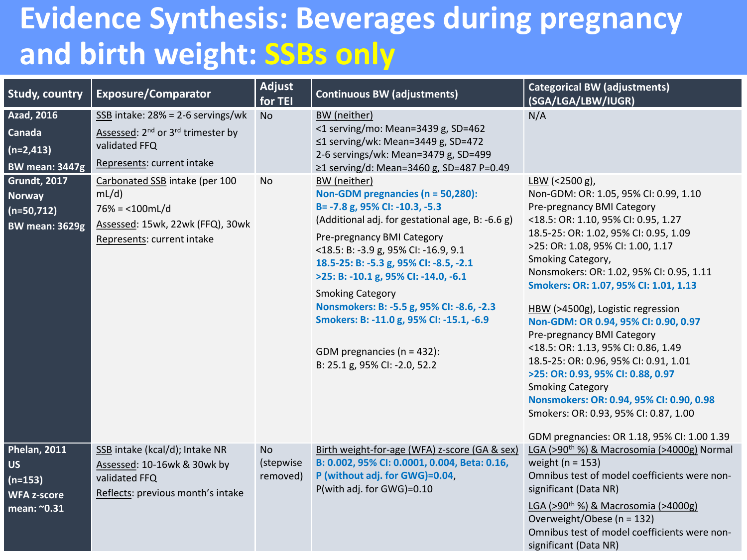# Evidence Synthesis: Beverages during pregnancy and birth weight: SSBs only

| Study, country | Exposure/Comparator | Adjust for TEI | Continuous BW (adjustments) | Categorical BW (adjustments) (SGA/LGA/LBW/IUGR) |
|---|---|---|---|---|
| **Azad, 2016**<br>**Canada**<br>**(n=2,413)**<br>**BW mean: 3447g** | SSB intake: 28% = 2-6 servings/wk<br>Assessed: 2nd or 3rd trimester by validated FFQ<br>Represents: current intake | No | BW (neither)<br><1 serving/mo: Mean=3439 g, SD=462<br>≤1 serving/wk: Mean=3449 g, SD=472<br>2-6 servings/wk: Mean=3479 g, SD=499<br>≥1 serving/d: Mean=3460 g, SD=487 P=0.49 | N/A |
| **Grundt, 2017**<br>**Norway**<br>**(n=50,712)**<br>**BW mean: 3629g** | Carbonated SSB intake (per 100 mL/d)<br>76% = <100mL/d<br>Assessed: 15wk, 22wk (FFQ), 30wk<br>Represents: current intake | No | BW (neither)<br>**Non-GDM pregnancies (n = 50,280): B= -7.8 g, 95% CI: -10.3, -5.3**<br>(Additional adj. for gestational age, B: -6.6 g)<br>Pre-pregnancy BMI Category<br><18.5: B: -3.9 g, 95% CI: -16.9, 9.1<br>**18.5-25: B: -5.3 g, 95% CI: -8.5, -2.1**<br>**>25: B: -10.1 g, 95% CI: -14.0, -6.1**<br>Smoking Category<br>**Nonsmokers: B: -5.5 g, 95% CI: -8.6, -2.3**<br>**Smokers: B: -11.0 g, 95% CI: -15.1, -6.9**<br>GDM pregnancies (n = 432):<br>B: 25.1 g, 95% CI: -2.0, 52.2 | LBW (<2500 g),<br>Non-GDM: OR: 1.05, 95% CI: 0.99, 1.10<br>Pre-pregnancy BMI Category<br><18.5: OR: 1.10, 95% CI: 0.95, 1.27<br>18.5-25: OR: 1.02, 95% CI: 0.95, 1.09<br>>25: OR: 1.08, 95% CI: 1.00, 1.17<br>Smoking Category,<br>Nonsmokers: OR: 1.02, 95% CI: 0.95, 1.11<br>**Smokers: OR: 1.07, 95% CI: 1.01, 1.13**<br>HBW (>4500g), Logistic regression<br>**Non-GDM: OR 0.94, 95% CI: 0.90, 0.97**<br>Pre-pregnancy BMI Category<br><18.5: OR: 1.13, 95% CI: 0.86, 1.49<br>18.5-25: OR: 0.96, 95% CI: 0.91, 1.01<br>**>25: OR: 0.93, 95% CI: 0.88, 0.97**<br>Smoking Category<br>**Nonsmokers: OR: 0.94, 95% CI: 0.90, 0.98**<br>Smokers: OR: 0.93, 95% CI: 0.87, 1.00<br>GDM pregnancies: OR 1.18, 95% CI: 1.00 1.39 |
| **Phelan, 2011**<br>**US**<br>**(n=153)**<br>**WFA z-score mean: ~0.31** | SSB intake (kcal/d); Intake NR<br>Assessed: 10-16wk & 30wk by validated FFQ<br>Reflects: previous month's intake | No (stepwise removed) | Birth weight-for-age (WFA) z-score (GA & sex)<br>**B: 0.002, 95% CI: 0.0001, 0.004, Beta: 0.16, P (without adj. for GWG)=0.04**,<br>P(with adj. for GWG)=0.10 | LGA (>90th %) & Macrosomia (>4000g) Normal weight (n = 153)<br>Omnibus test of model coefficients were non-significant (Data NR)<br>LGA (>90th %) & Macrosomia (>4000g)<br>Overweight/Obese (n = 132)<br>Omnibus test of model coefficients were non-significant (Data NR) |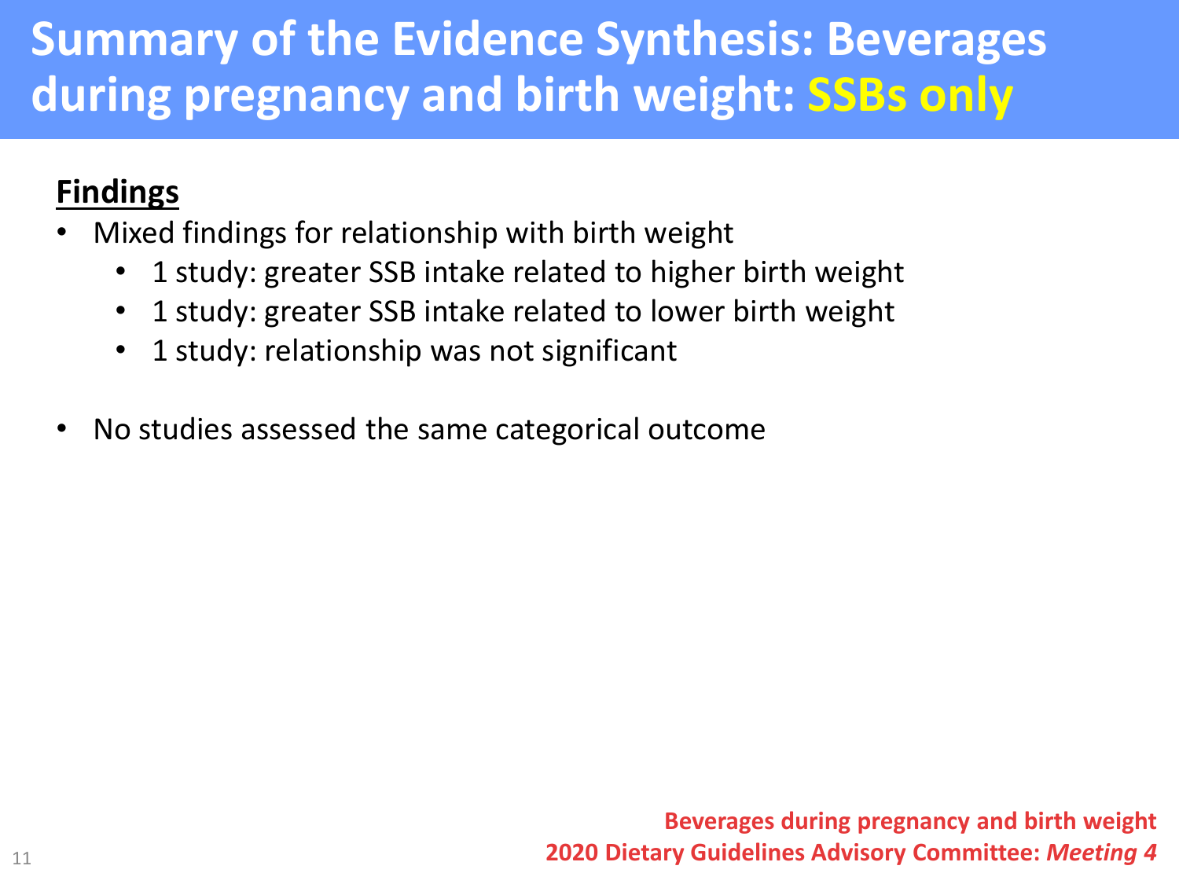# Summary of the Evidence Synthesis: Beverages during pregnancy and birth weight: SSBs only

**Findings**

- Mixed findings for relationship with birth weight
  - 1 study: greater SSB intake related to higher birth weight
  - 1 study: greater SSB intake related to lower birth weight
  - 1 study: relationship was not significant

- No studies assessed the same categorical outcome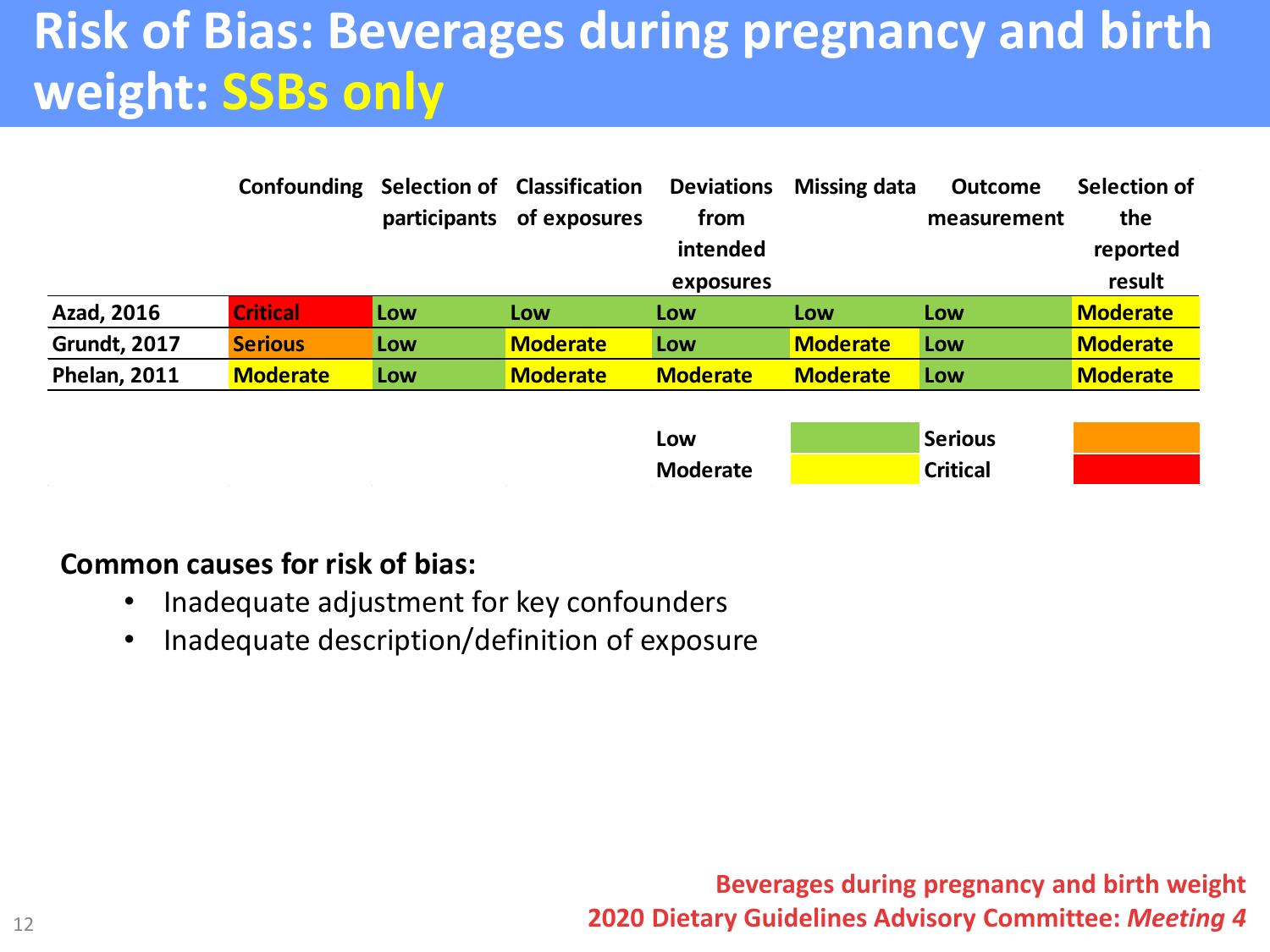# Risk of Bias: Beverages during pregnancy and birth weight: SSBs only

| | Confounding | Selection of participants | Classification of exposures | Deviations from intended exposures | Missing data | Outcome measurement | Selection of the reported result |
|---|---|---|---|---|---|---|---|
| **Azad, 2016** | Critical | Low | Low | Low | Low | Low | Moderate |
| **Grundt, 2017** | Serious | Low | Moderate | Low | Moderate | Low | Moderate |
| **Phelan, 2011** | Moderate | Low | Moderate | Moderate | Moderate | Low | Moderate |

Legend: Low (green), Moderate (yellow), Serious (orange), Critical (red)

**Common causes for risk of bias:**

- Inadequate adjustment for key confounders
- Inadequate description/definition of exposure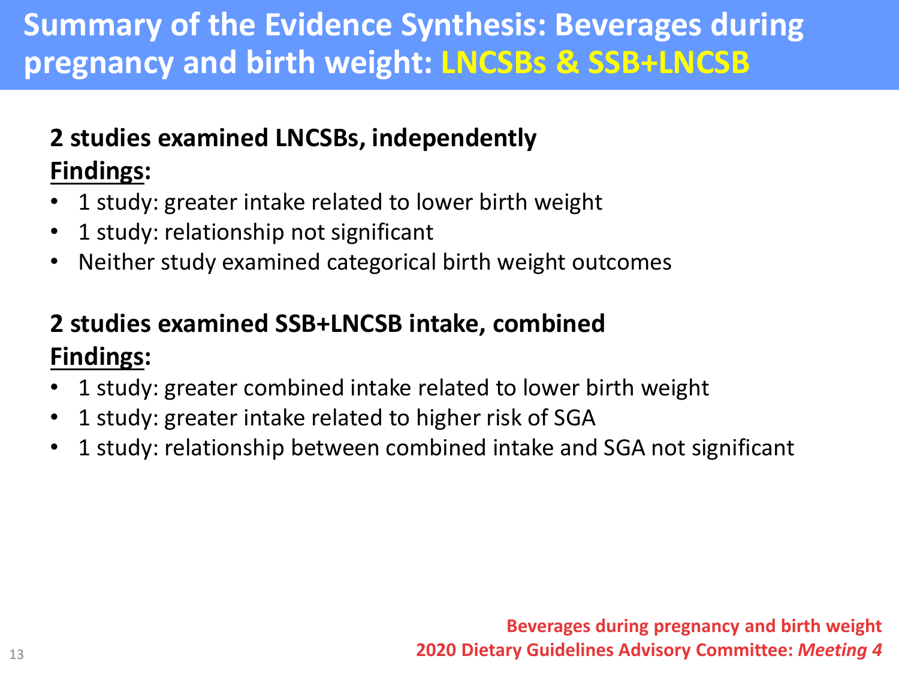# Summary of the Evidence Synthesis: Beverages during pregnancy and birth weight: LNCSBs & SSB+LNCSB

**2 studies examined LNCSBs, independently**

**Findings:**

- 1 study: greater intake related to lower birth weight
- 1 study: relationship not significant
- Neither study examined categorical birth weight outcomes

**2 studies examined SSB+LNCSB intake, combined**

**Findings:**

- 1 study: greater combined intake related to lower birth weight
- 1 study: greater intake related to higher risk of SGA
- 1 study: relationship between combined intake and SGA not significant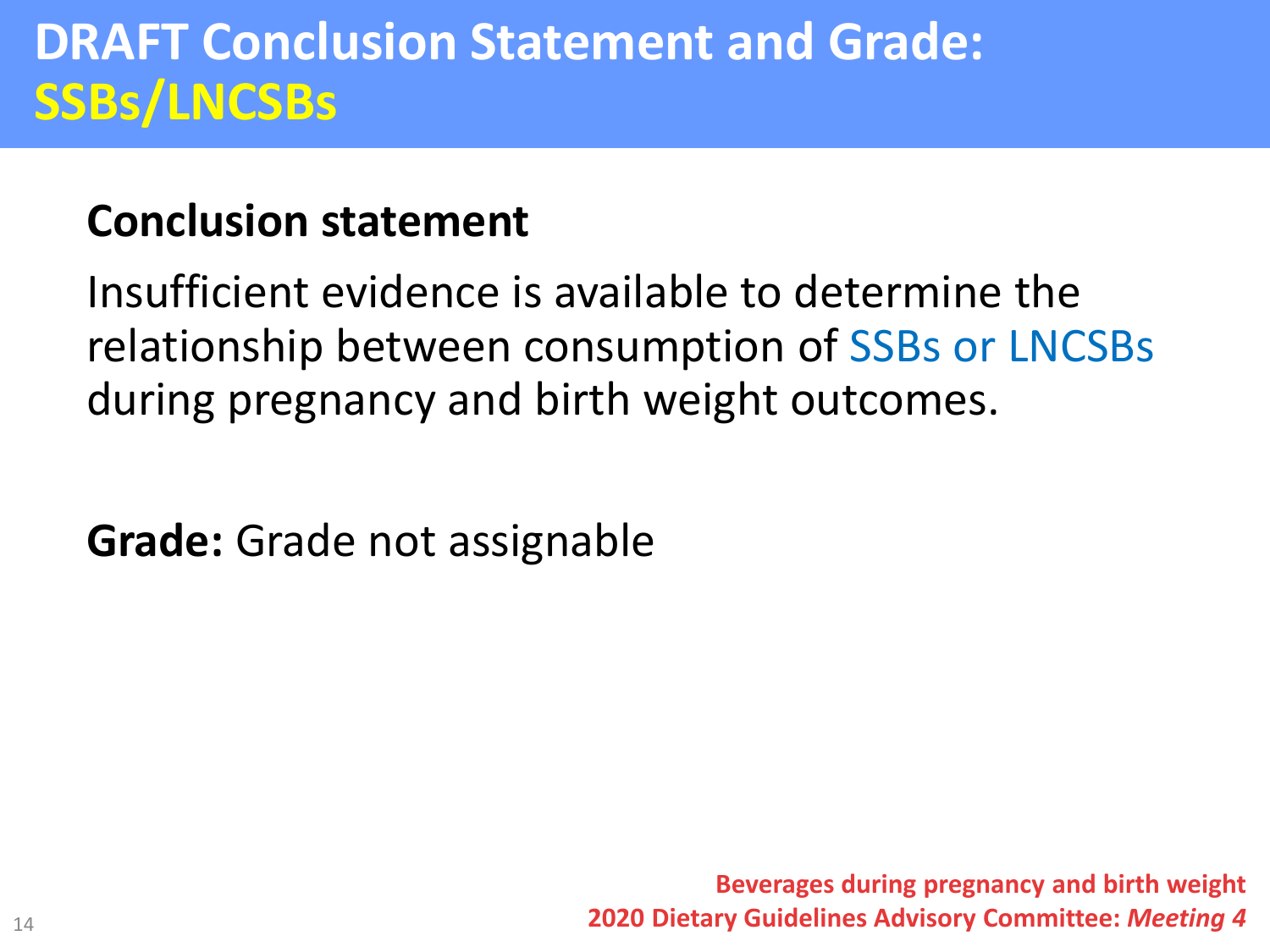# DRAFT Conclusion Statement and Grade: SSBs/LNCSBs

**Conclusion statement**

Insufficient evidence is available to determine the relationship between consumption of SSBs or LNCSBs during pregnancy and birth weight outcomes.

**Grade:** Grade not assignable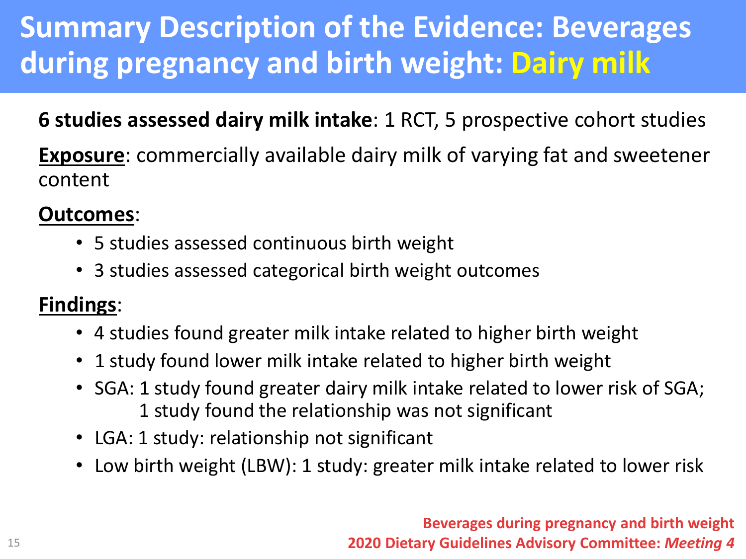# Summary Description of the Evidence: Beverages during pregnancy and birth weight: Dairy milk

**6 studies assessed dairy milk intake**: 1 RCT, 5 prospective cohort studies

**Exposure**: commercially available dairy milk of varying fat and sweetener content

**Outcomes**:

- 5 studies assessed continuous birth weight
- 3 studies assessed categorical birth weight outcomes

**Findings**:

- 4 studies found greater milk intake related to higher birth weight
- 1 study found lower milk intake related to higher birth weight
- SGA: 1 study found greater dairy milk intake related to lower risk of SGA; 1 study found the relationship was not significant
- LGA: 1 study: relationship not significant
- Low birth weight (LBW): 1 study: greater milk intake related to lower risk

**Beverages during pregnancy and birth weight**
**2020 Dietary Guidelines Advisory Committee: *Meeting 4***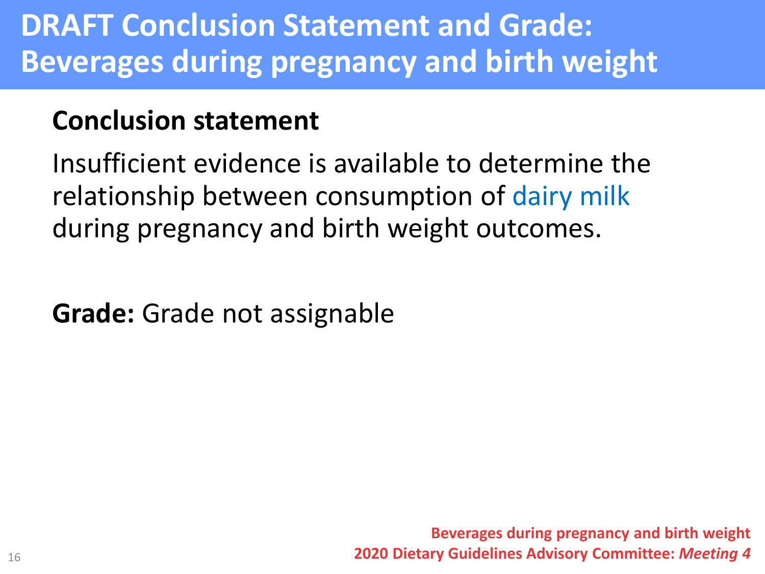# DRAFT Conclusion Statement and Grade: Beverages during pregnancy and birth weight

## Conclusion statement

Insufficient evidence is available to determine the relationship between consumption of dairy milk during pregnancy and birth weight outcomes.

**Grade:** Grade not assignable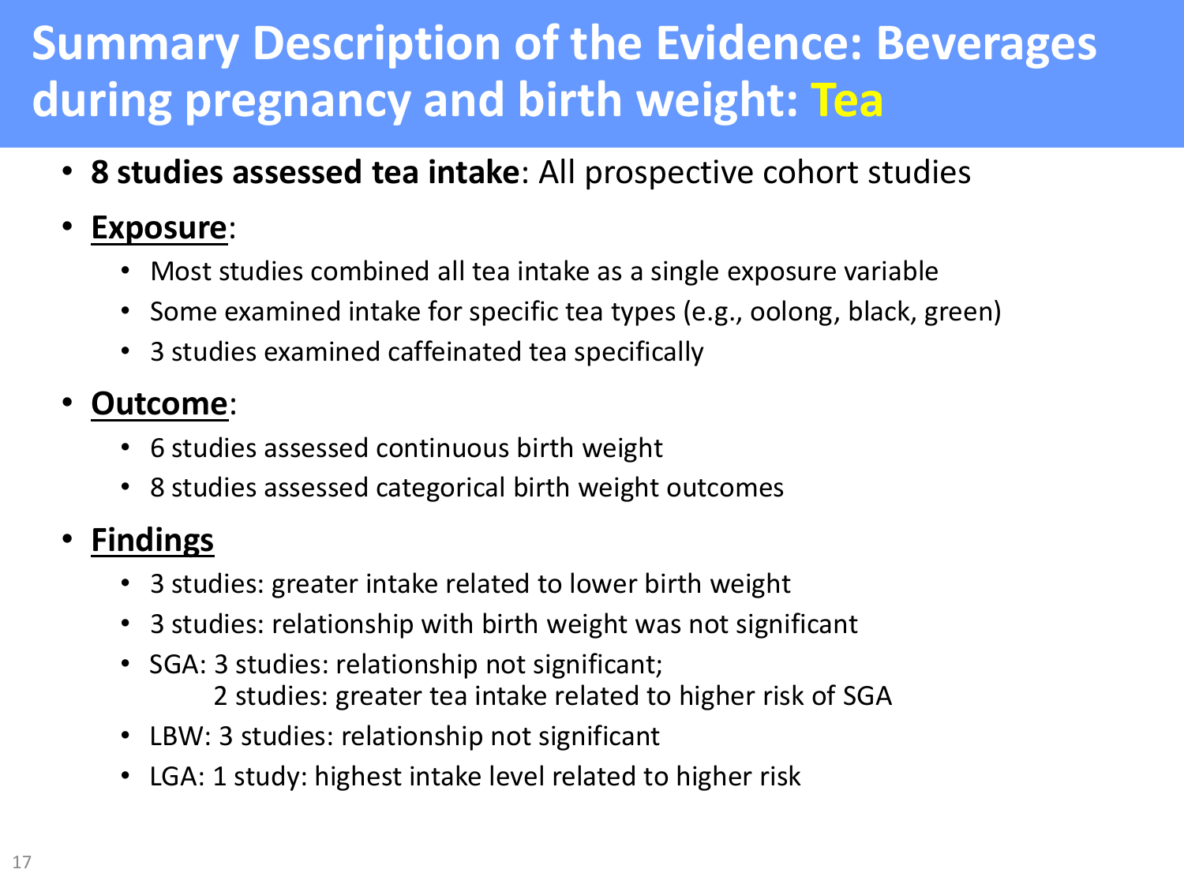# Summary Description of the Evidence: Beverages during pregnancy and birth weight: Tea

- **8 studies assessed tea intake**: All prospective cohort studies
- **Exposure**:
  - Most studies combined all tea intake as a single exposure variable
  - Some examined intake for specific tea types (e.g., oolong, black, green)
  - 3 studies examined caffeinated tea specifically
- **Outcome**:
  - 6 studies assessed continuous birth weight
  - 8 studies assessed categorical birth weight outcomes
- **Findings**
  - 3 studies: greater intake related to lower birth weight
  - 3 studies: relationship with birth weight was not significant
  - SGA: 3 studies: relationship not significant;
    2 studies: greater tea intake related to higher risk of SGA
  - LBW: 3 studies: relationship not significant
  - LGA: 1 study: highest intake level related to higher risk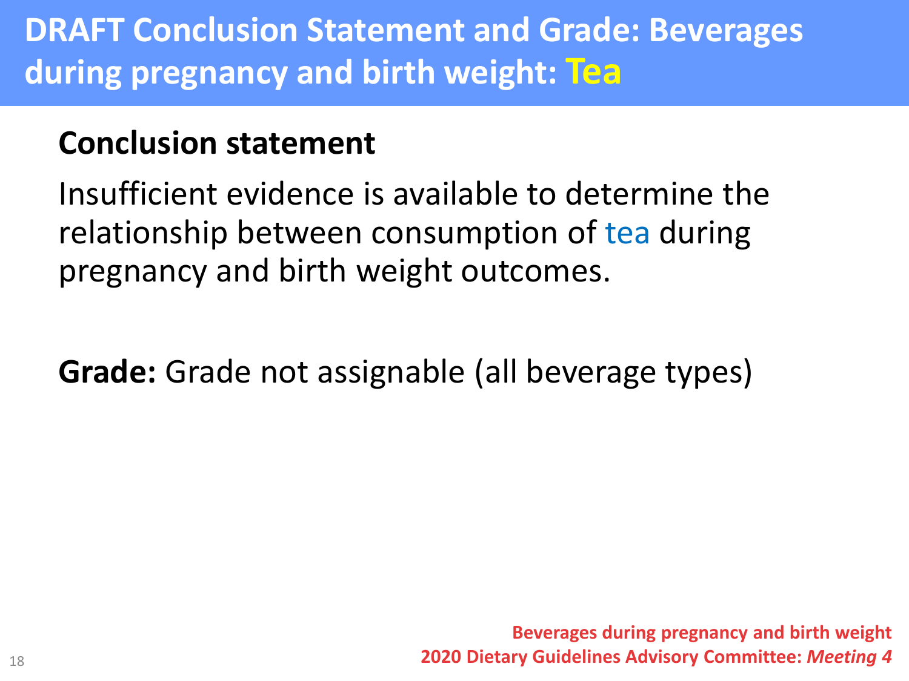# DRAFT Conclusion Statement and Grade: Beverages during pregnancy and birth weight: Tea

**Conclusion statement**

Insufficient evidence is available to determine the relationship between consumption of tea during pregnancy and birth weight outcomes.

**Grade:** Grade not assignable (all beverage types)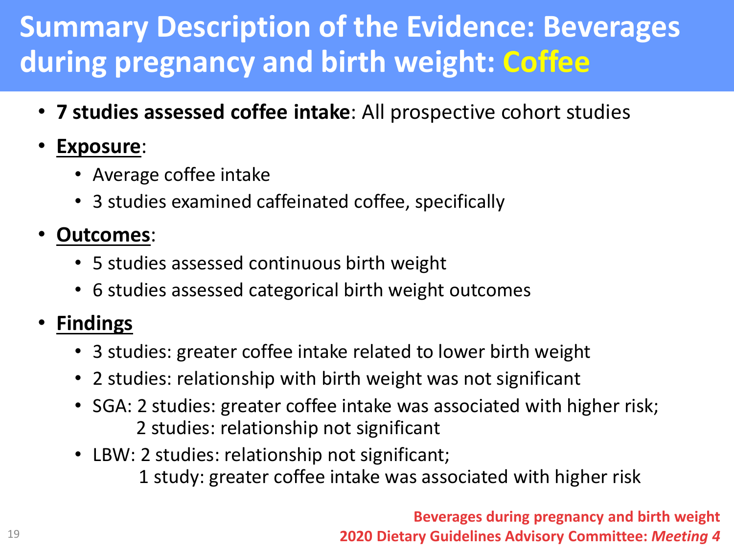# Summary Description of the Evidence: Beverages during pregnancy and birth weight: Coffee

- **7 studies assessed coffee intake**: All prospective cohort studies
- **Exposure**:
  - Average coffee intake
  - 3 studies examined caffeinated coffee, specifically
- **Outcomes**:
  - 5 studies assessed continuous birth weight
  - 6 studies assessed categorical birth weight outcomes
- **Findings**
  - 3 studies: greater coffee intake related to lower birth weight
  - 2 studies: relationship with birth weight was not significant
  - SGA: 2 studies: greater coffee intake was associated with higher risk;
    2 studies: relationship not significant
  - LBW: 2 studies: relationship not significant;
    1 study: greater coffee intake was associated with higher risk

**Beverages during pregnancy and birth weight**
**2020 Dietary Guidelines Advisory Committee: *Meeting 4***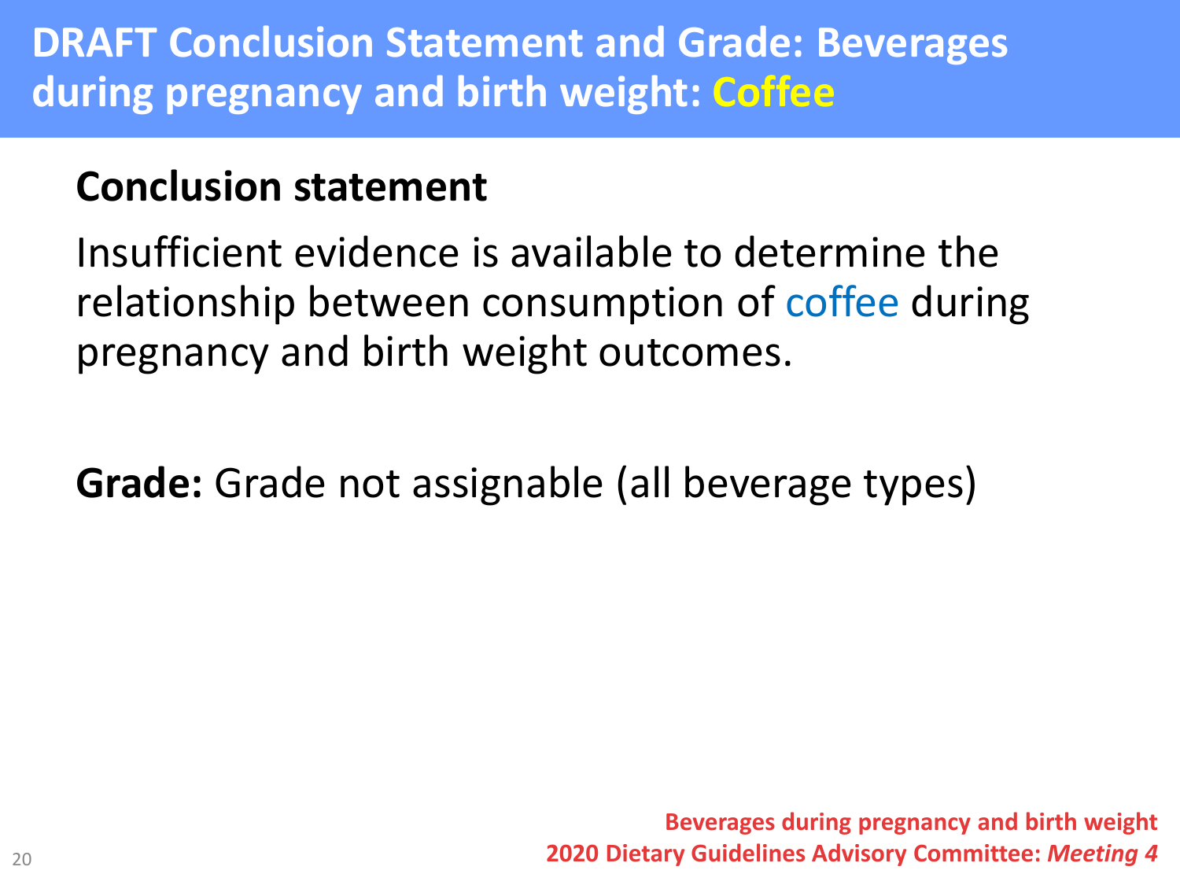# DRAFT Conclusion Statement and Grade: Beverages during pregnancy and birth weight: Coffee

## Conclusion statement

Insufficient evidence is available to determine the relationship between consumption of coffee during pregnancy and birth weight outcomes.

**Grade:** Grade not assignable (all beverage types)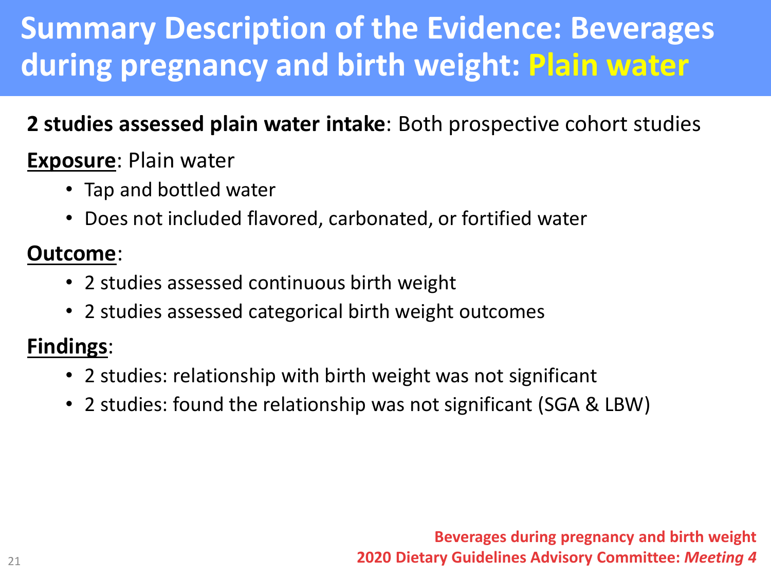# Summary Description of the Evidence: Beverages during pregnancy and birth weight: Plain water

**2 studies assessed plain water intake**: Both prospective cohort studies

**Exposure**: Plain water

- Tap and bottled water
- Does not included flavored, carbonated, or fortified water

**Outcome**:

- 2 studies assessed continuous birth weight
- 2 studies assessed categorical birth weight outcomes

**Findings**:

- 2 studies: relationship with birth weight was not significant
- 2 studies: found the relationship was not significant (SGA & LBW)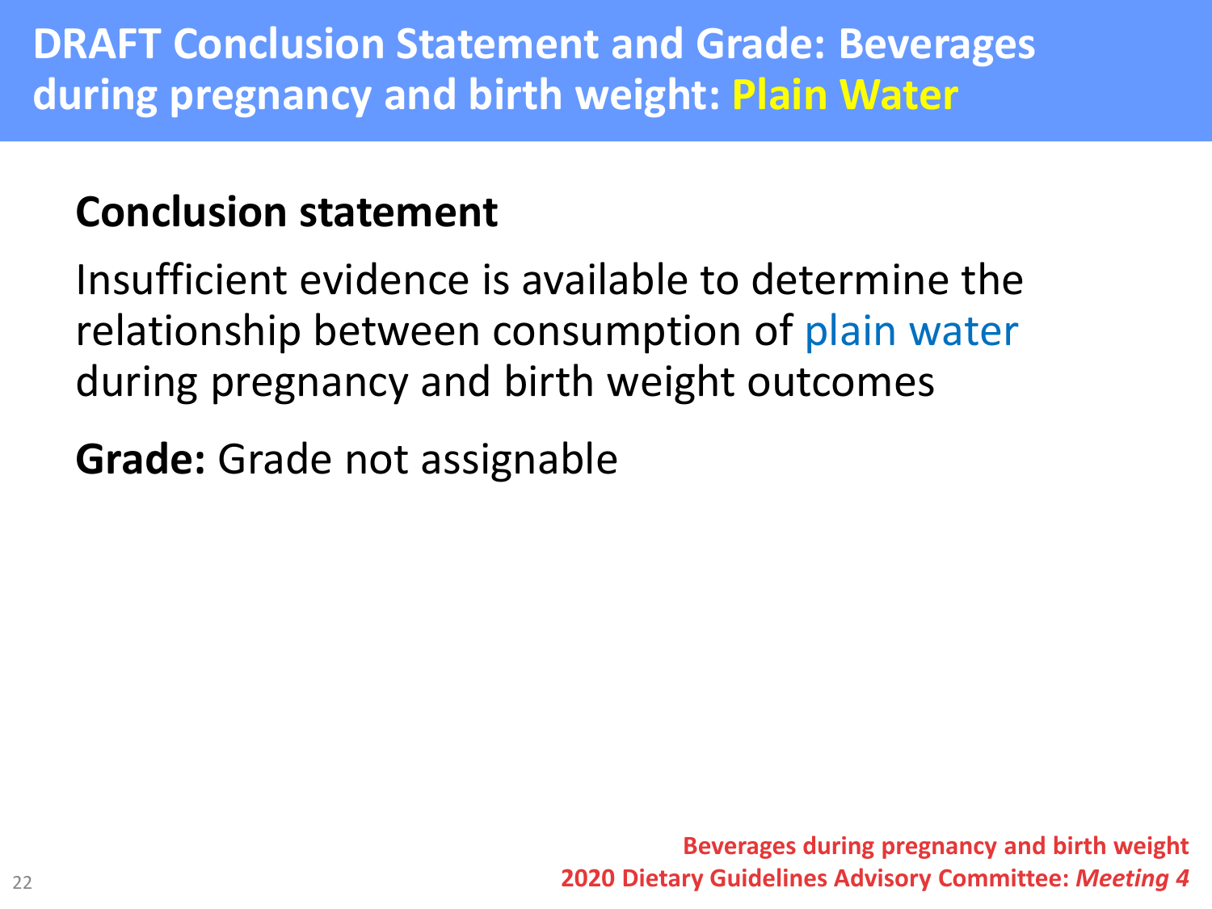# DRAFT Conclusion Statement and Grade: Beverages during pregnancy and birth weight: Plain Water

## Conclusion statement

Insufficient evidence is available to determine the relationship between consumption of plain water during pregnancy and birth weight outcomes

**Grade:** Grade not assignable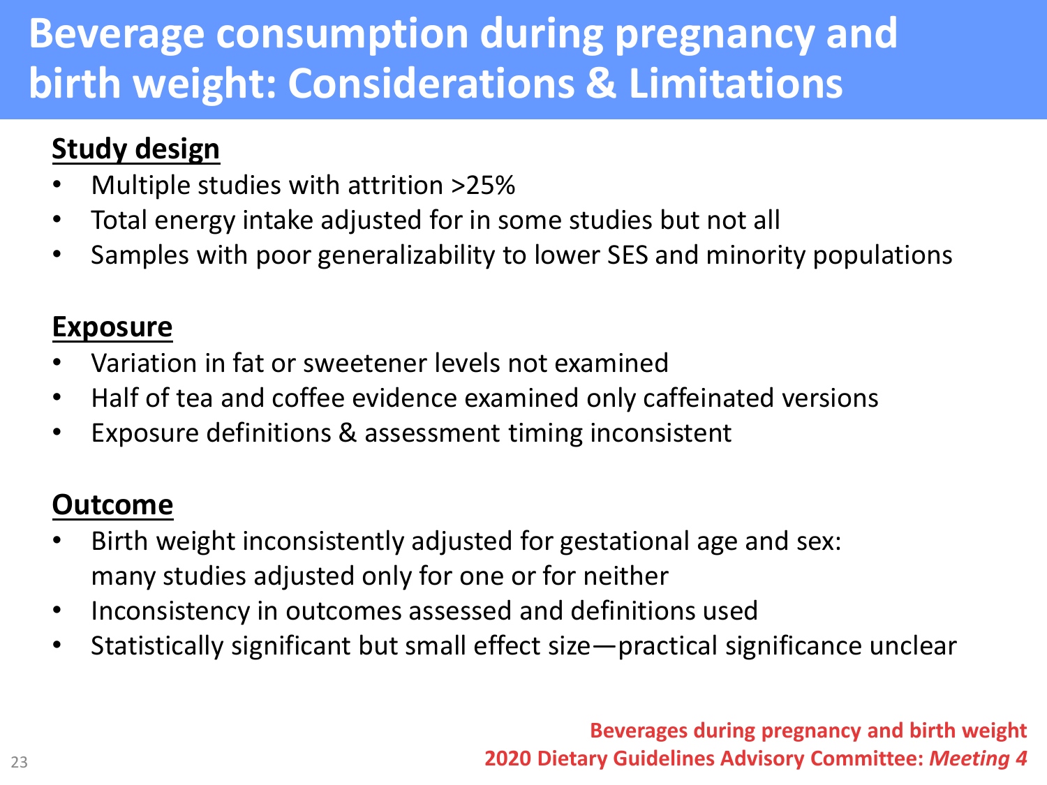# Beverage consumption during pregnancy and birth weight: Considerations & Limitations

**Study design**

- Multiple studies with attrition >25%
- Total energy intake adjusted for in some studies but not all
- Samples with poor generalizability to lower SES and minority populations

**Exposure**

- Variation in fat or sweetener levels not examined
- Half of tea and coffee evidence examined only caffeinated versions
- Exposure definitions & assessment timing inconsistent

**Outcome**

- Birth weight inconsistently adjusted for gestational age and sex: many studies adjusted only for one or for neither
- Inconsistency in outcomes assessed and definitions used
- Statistically significant but small effect size—practical significance unclear

Beverages during pregnancy and birth weight
2020 Dietary Guidelines Advisory Committee: *Meeting 4*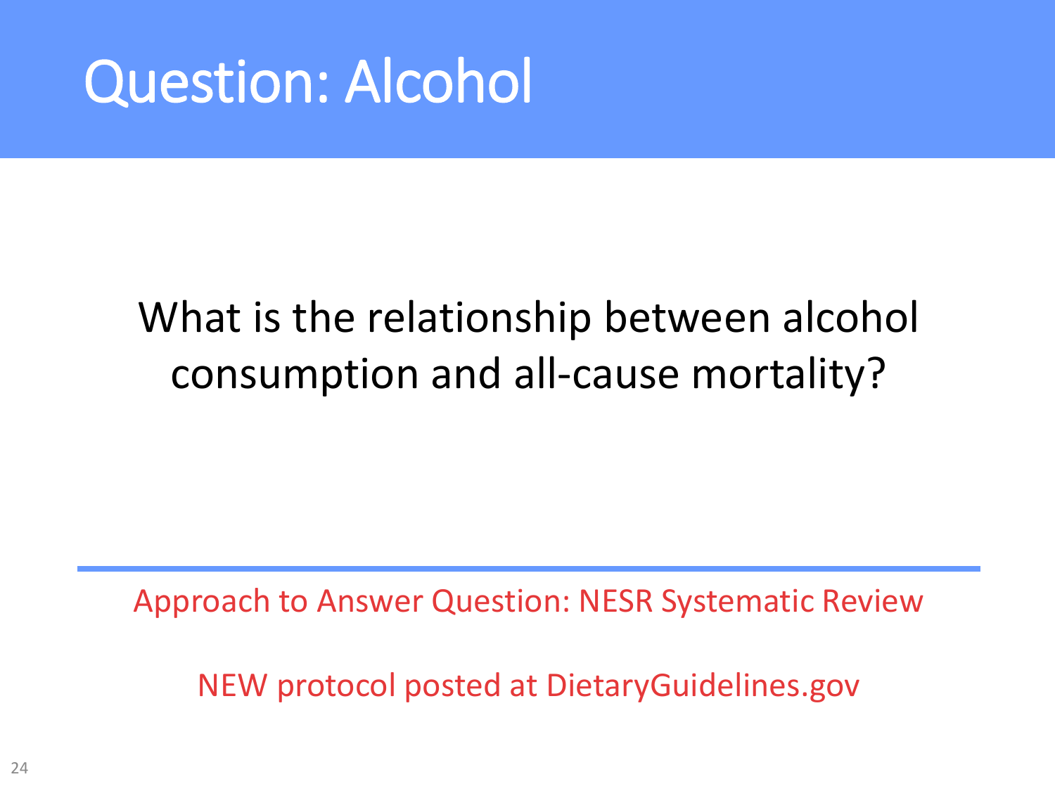# Question: Alcohol

What is the relationship between alcohol consumption and all-cause mortality?

---

Approach to Answer Question: NESR Systematic Review

NEW protocol posted at DietaryGuidelines.gov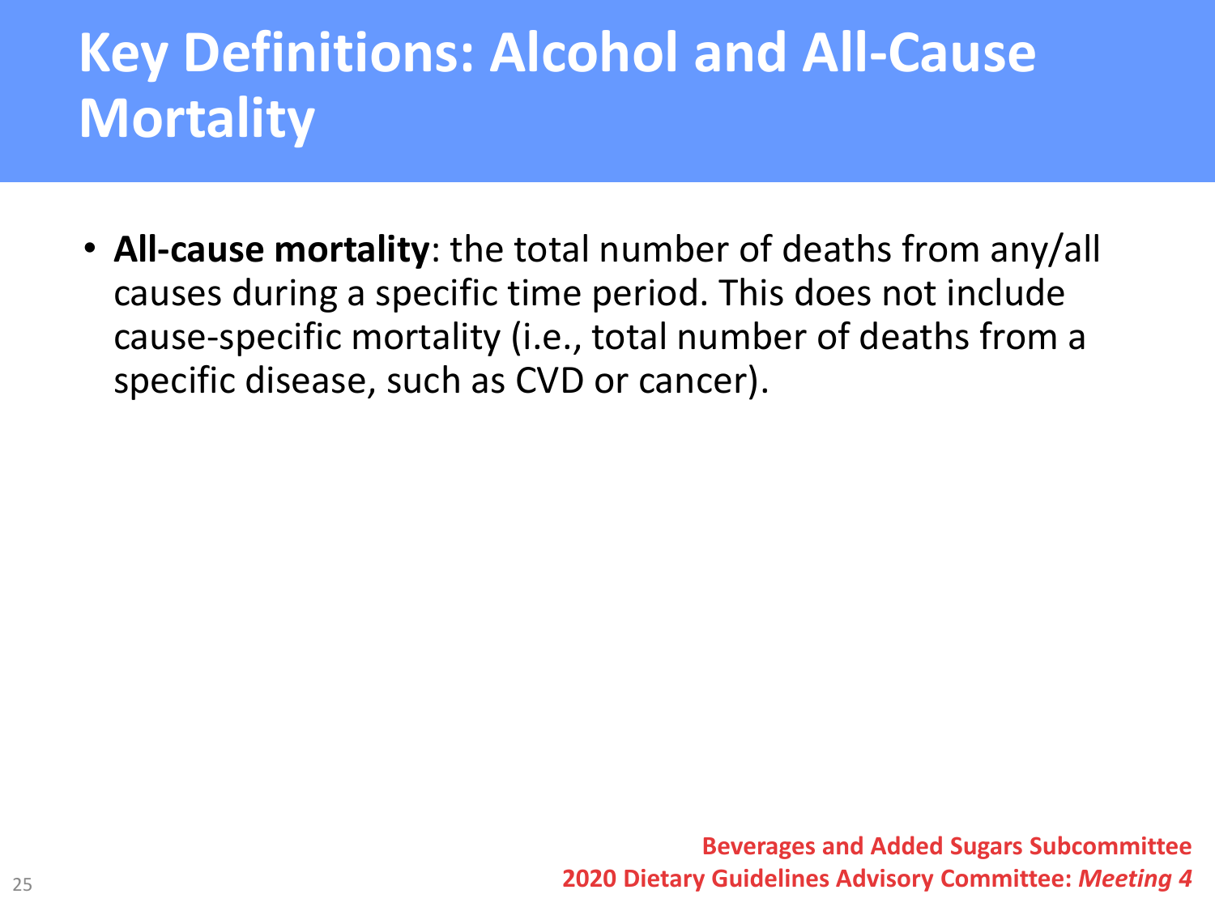# Key Definitions: Alcohol and All-Cause Mortality

- **All-cause mortality**: the total number of deaths from any/all causes during a specific time period. This does not include cause-specific mortality (i.e., total number of deaths from a specific disease, such as CVD or cancer).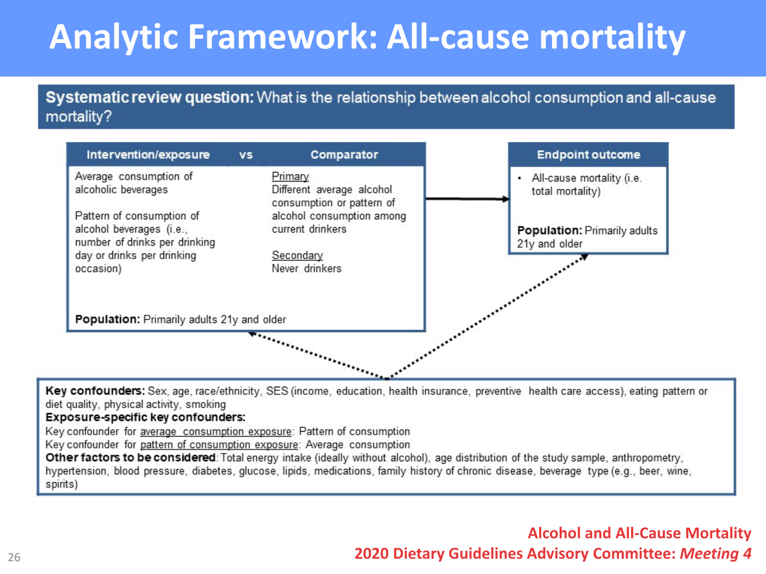# Analytic Framework: All-cause mortality

**Systematic review question:** What is the relationship between alcohol consumption and all-cause mortality?

| Intervention/exposure | vs | Comparator |
|---|---|---|
| Average consumption of alcoholic beverages<br><br>Pattern of consumption of alcohol beverages (i.e., number of drinks per drinking day or drinks per drinking occasion) | | Primary<br>Different average alcohol consumption or pattern of alcohol consumption among current drinkers<br><br>Secondary<br>Never drinkers |

**Population:** Primarily adults 21y and older

**Endpoint outcome**

- All-cause mortality (i.e. total mortality)

**Population:** Primarily adults 21y and older

**Key confounders:** Sex, age, race/ethnicity, SES (income, education, health insurance, preventive health care access), eating pattern or diet quality, physical activity, smoking

**Exposure-specific key confounders:**

Key confounder for average consumption exposure: Pattern of consumption

Key confounder for pattern of consumption exposure: Average consumption

**Other factors to be considered**: Total energy intake (ideally without alcohol), age distribution of the study sample, anthropometry, hypertension, blood pressure, diabetes, glucose, lipids, medications, family history of chronic disease, beverage type (e.g., beer, wine, spirits)

Alcohol and All-Cause Mortality
2020 Dietary Guidelines Advisory Committee: *Meeting 4*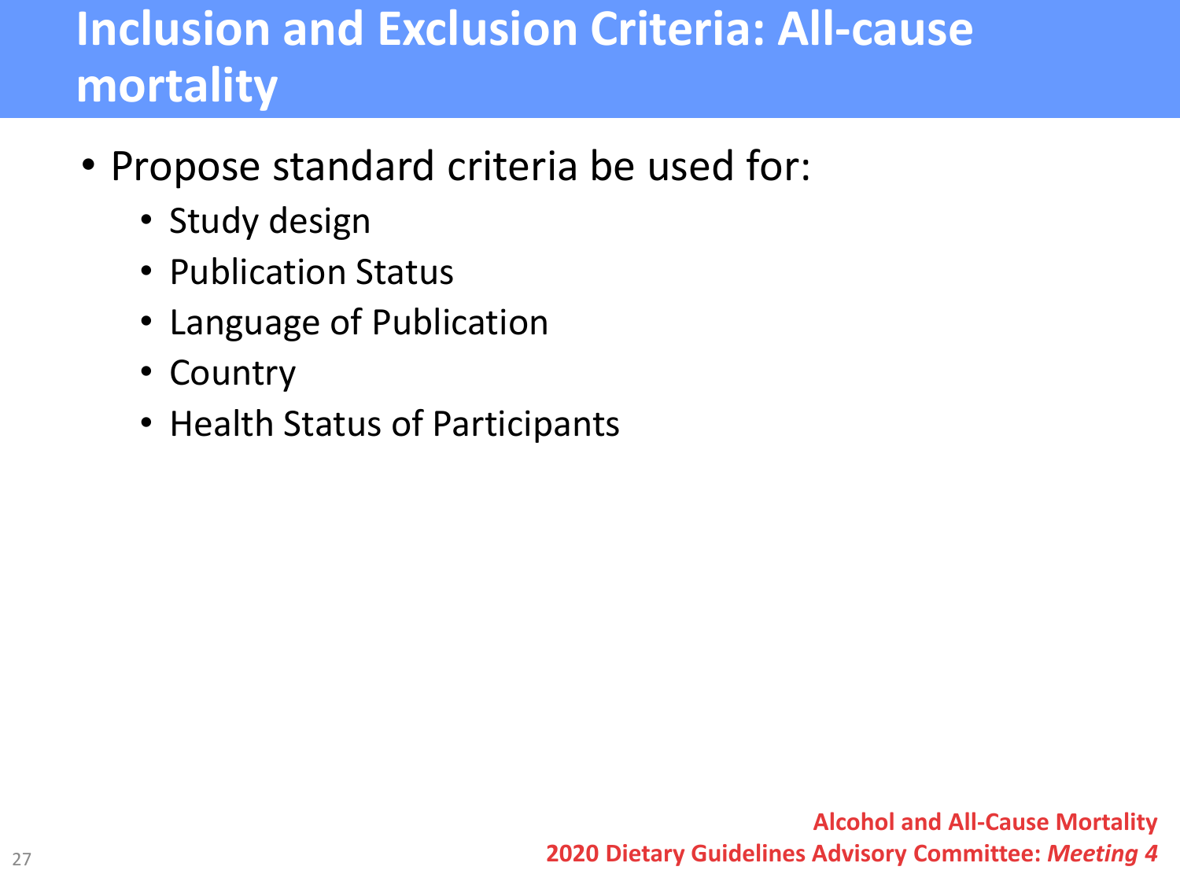# Inclusion and Exclusion Criteria: All-cause mortality

- Propose standard criteria be used for:
  - Study design
  - Publication Status
  - Language of Publication
  - Country
  - Health Status of Participants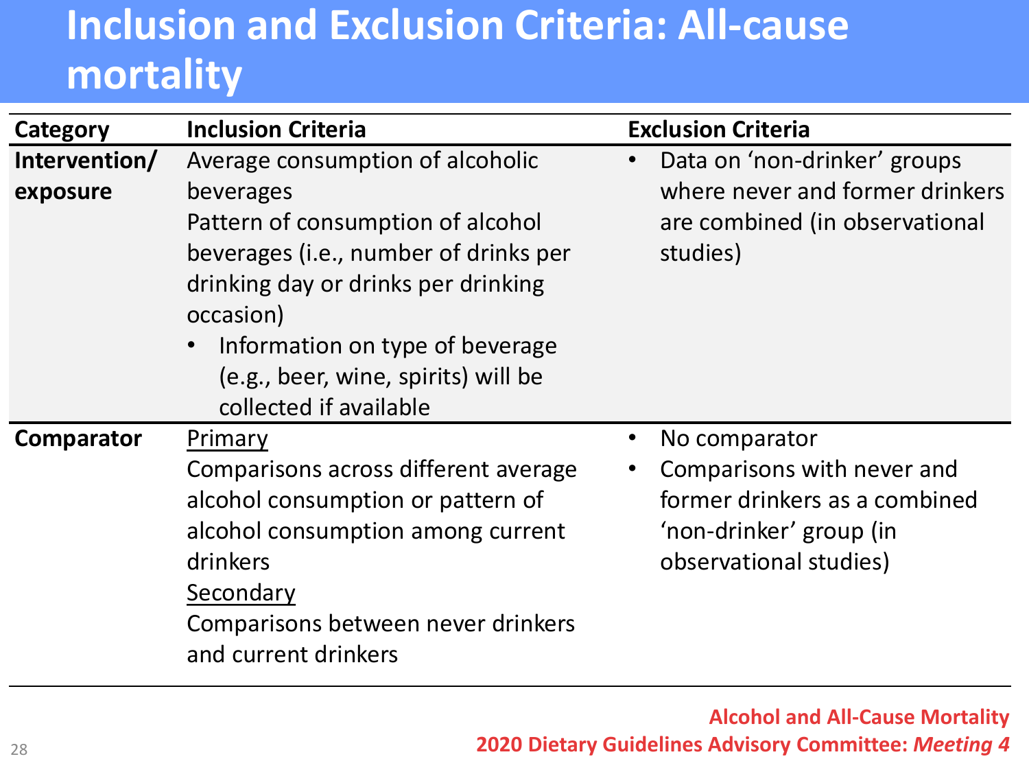# Inclusion and Exclusion Criteria: All-cause mortality

| Category | Inclusion Criteria | Exclusion Criteria |
| --- | --- | --- |
| **Intervention/ exposure** | Average consumption of alcoholic beverages<br>Pattern of consumption of alcohol beverages (i.e., number of drinks per drinking day or drinks per drinking occasion)<br>• Information on type of beverage (e.g., beer, wine, spirits) will be collected if available | • Data on 'non-drinker' groups where never and former drinkers are combined (in observational studies) |
| **Comparator** | Primary<br>Comparisons across different average alcohol consumption or pattern of alcohol consumption among current drinkers<br>Secondary<br>Comparisons between never drinkers and current drinkers | • No comparator<br>• Comparisons with never and former drinkers as a combined 'non-drinker' group (in observational studies) |

**Alcohol and All-Cause Mortality**
**2020 Dietary Guidelines Advisory Committee: *Meeting 4***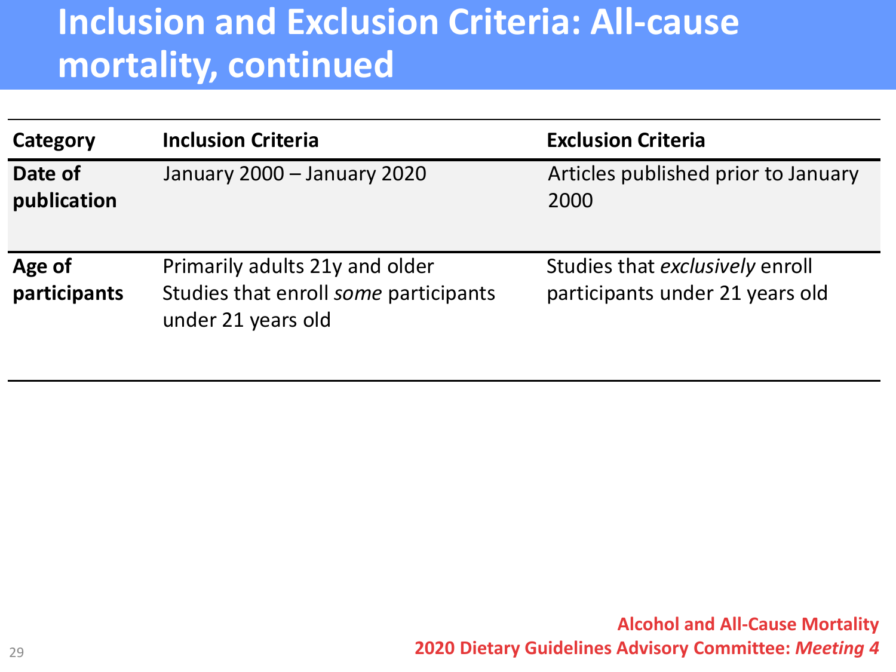# Inclusion and Exclusion Criteria: All-cause mortality, continued

| Category | Inclusion Criteria | Exclusion Criteria |
| --- | --- | --- |
| **Date of publication** | January 2000 – January 2020 | Articles published prior to January 2000 |
| **Age of participants** | Primarily adults 21y and older<br>Studies that enroll *some* participants under 21 years old | Studies that *exclusively* enroll participants under 21 years old |

**Alcohol and All-Cause Mortality**
**2020 Dietary Guidelines Advisory Committee: *Meeting 4***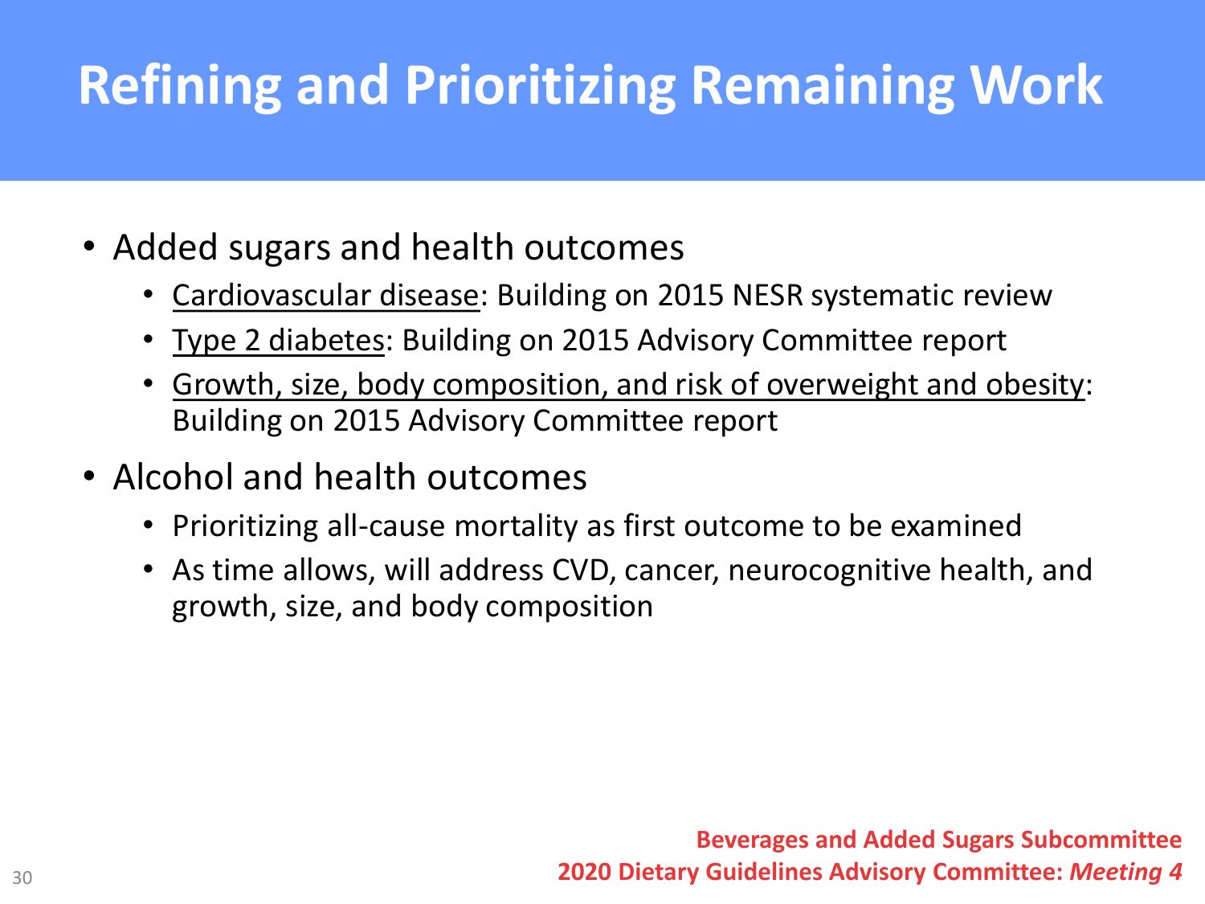# Refining and Prioritizing Remaining Work

- Added sugars and health outcomes
  - Cardiovascular disease: Building on 2015 NESR systematic review
  - Type 2 diabetes: Building on 2015 Advisory Committee report
  - Growth, size, body composition, and risk of overweight and obesity: Building on 2015 Advisory Committee report
- Alcohol and health outcomes
  - Prioritizing all-cause mortality as first outcome to be examined
  - As time allows, will address CVD, cancer, neurocognitive health, and growth, size, and body composition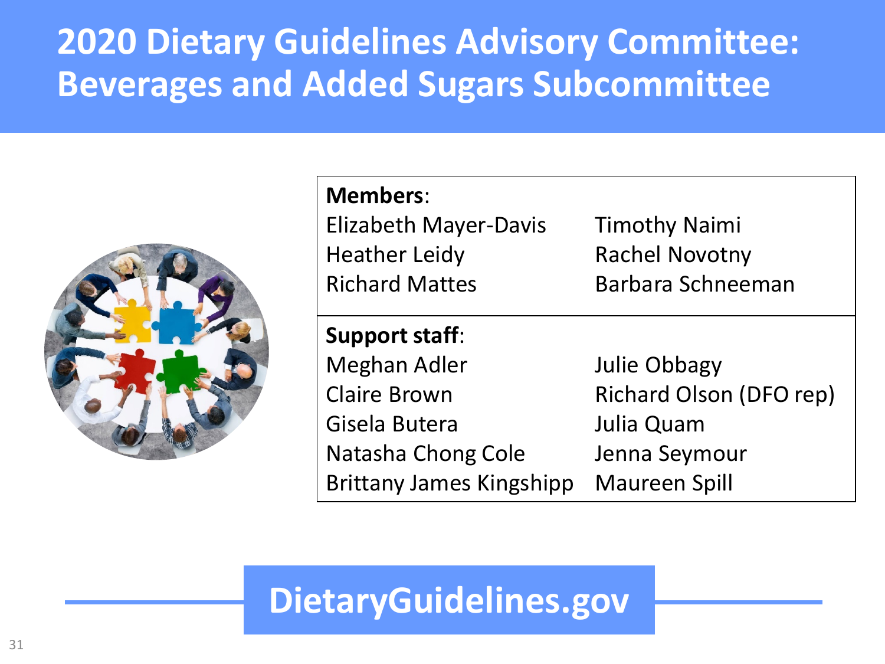# 2020 Dietary Guidelines Advisory Committee: Beverages and Added Sugars Subcommittee

| | |
|---|---|
| **Members**: | |
| Elizabeth Mayer-Davis | Timothy Naimi |
| Heather Leidy | Rachel Novotny |
| Richard Mattes | Barbara Schneeman |
| **Support staff**: | |
| Meghan Adler | Julie Obbagy |
| Claire Brown | Richard Olson (DFO rep) |
| Gisela Butera | Julia Quam |
| Natasha Chong Cole | Jenna Seymour |
| Brittany James Kingshipp | Maureen Spill |

**DietaryGuidelines.gov**